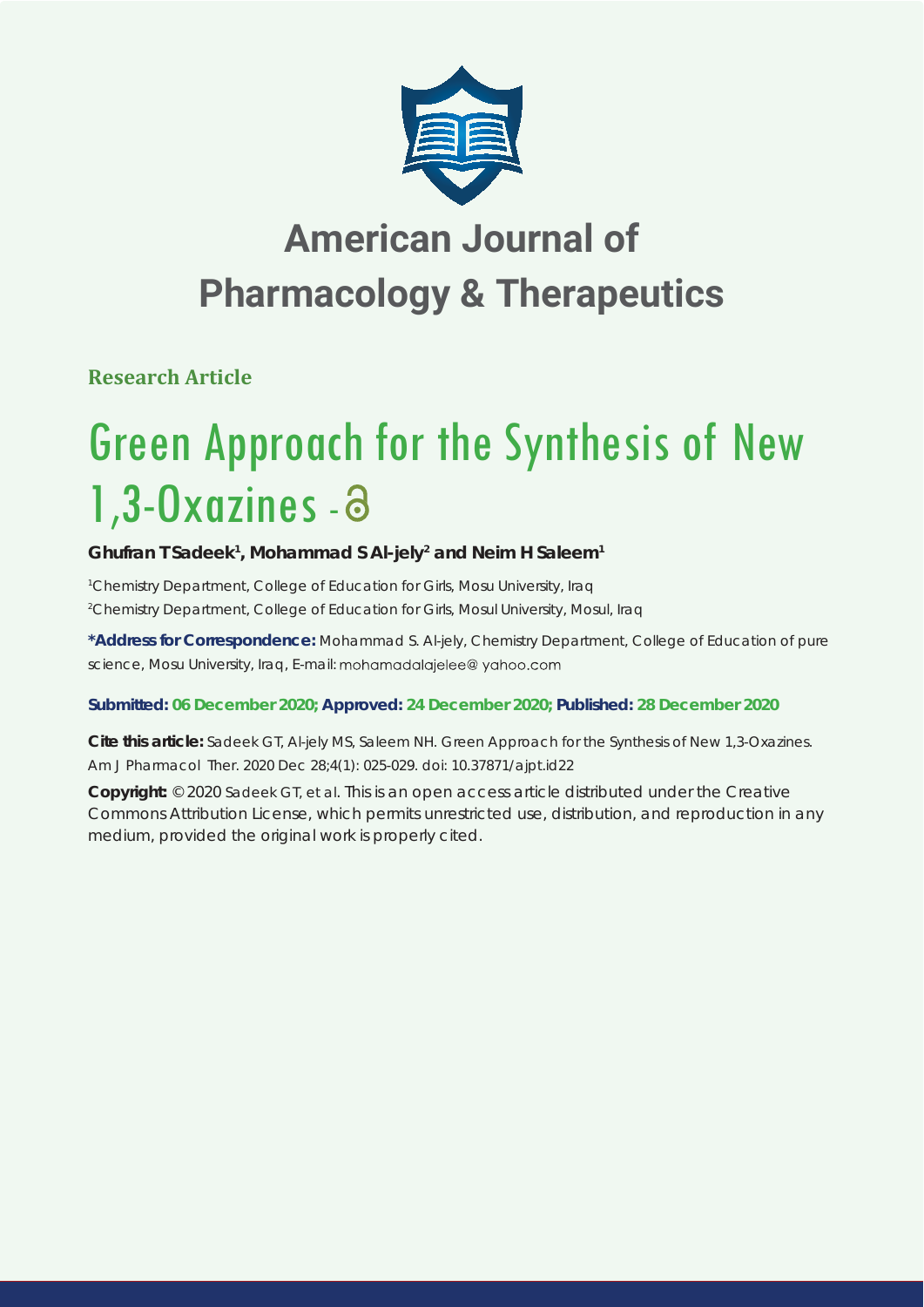# American Journal of Pharmacology & Therapeutics

**Research Article**

# Green Approach for the Synthesis of New 1,3-Oxazines

**Ghufran TSadeek[1], Mohammad S Al-jely[2] and Neim H Saleem[1]**

[1]Chemistry Department, College of Education for Girls, Mosu University, Iraq
[2]Chemistry Department, College of Education for Girls, Mosul University, Mosul, Iraq

**\*Address for Correspondence:** Mohammad S. Al-jely, Chemistry Department, College of Education of pure science, Mosu University, Iraq, E-mail: mohamadalajelee@yahoo.com

**Submitted: 06 December 2020; Approved: 24 December 2020; Published: 28 December 2020**

**Cite this article:** Sadeek GT, Al-jely MS, Saleem NH. Green Approach for the Synthesis of New 1,3-Oxazines. Am J Pharmacol Ther. 2020 Dec 28;4(1): 025-029. doi: 10.37871/ajpt.id22

**Copyright:** © 2020 Sadeek GT, et al. This is an open access article distributed under the Creative Commons Attribution License, which permits unrestricted use, distribution, and reproduction in any medium, provided the original work is properly cited.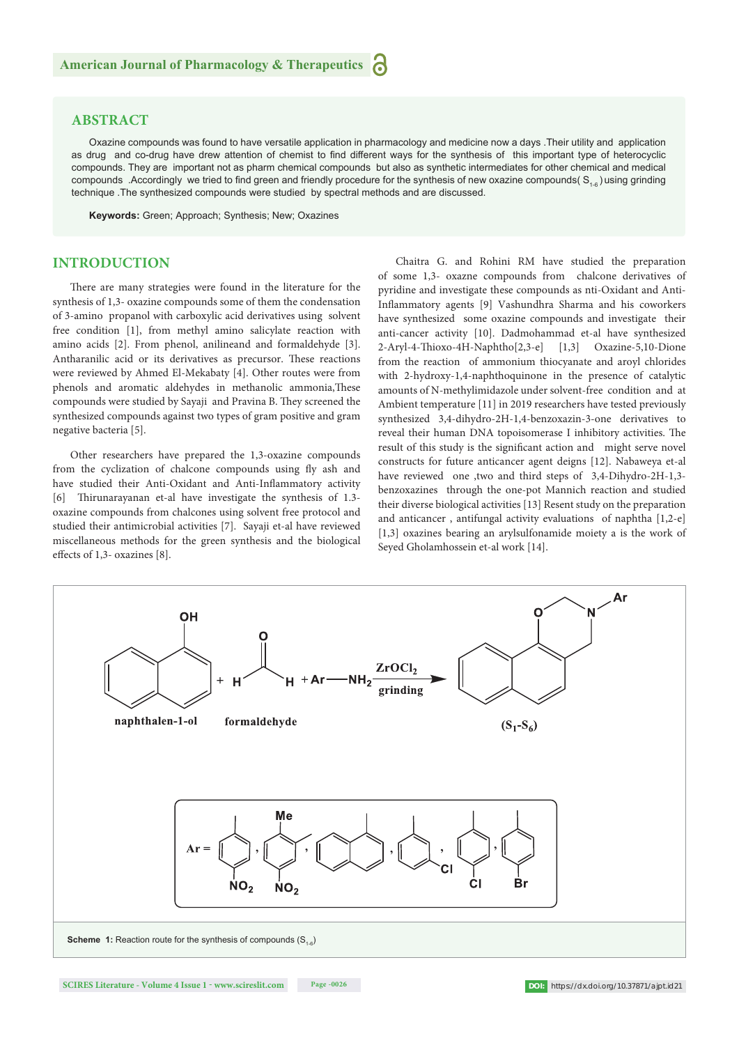## ABSTRACT

Oxazine compounds was found to have versatile application in pharmacology and medicine now a days .Their utility and application as drug and co-drug have drew attention of chemist to find different ways for the synthesis of this important type of heterocyclic compounds. They are important not as pharm chemical compounds but also as synthetic intermediates for other chemical and medical compounds .Accordingly we tried to find green and friendly procedure for the synthesis of new oxazine compounds( $S_{1-6}$ ) using grinding technique .The synthesized compounds were studied by spectral methods and are discussed.

**Keywords:** Green; Approach; Synthesis; New; Oxazines

## INTRODUCTION

There are many strategies were found in the literature for the synthesis of 1,3- oxazine compounds some of them the condensation of 3-amino propanol with carboxylic acid derivatives using solvent free condition [1], from methyl amino salicylate reaction with amino acids [2]. From phenol, anilineand and formaldehyde [3]. Antharanilic acid or its derivatives as precursor. These reactions were reviewed by Ahmed El-Mekabaty [4]. Other routes were from phenols and aromatic aldehydes in methanolic ammonia,These compounds were studied by Sayaji and Pravina B. They screened the synthesized compounds against two types of gram positive and gram negative bacteria [5].

Other researchers have prepared the 1,3-oxazine compounds from the cyclization of chalcone compounds using fly ash and have studied their Anti-Oxidant and Anti-Inflammatory activity [6] Thirunarayanan et-al have investigate the synthesis of 1.3-oxazine compounds from chalcones using solvent free protocol and studied their antimicrobial activities [7]. Sayaji et-al have reviewed miscellaneous methods for the green synthesis and the biological effects of 1,3- oxazines [8].

Chaitra G. and Rohini RM have studied the preparation of some 1,3- oxazne compounds from chalcone derivatives of pyridine and investigate these compounds as nti-Oxidant and Anti-Inflammatory agents [9] Vashundhra Sharma and his coworkers have synthesized some oxazine compounds and investigate their anti-cancer activity [10]. Dadmohammad et-al have synthesized 2-Aryl-4-Thioxo-4H-Naphtho[2,3-e] [1,3] Oxazine-5,10-Dione from the reaction of ammonium thiocyanate and aroyl chlorides with 2-hydroxy-1,4-naphthoquinone in the presence of catalytic amounts of N-methylimidazole under solvent-free condition and at Ambient temperature [11] in 2019 researchers have tested previously synthesized 3,4-dihydro-2H-1,4-benzoxazin-3-one derivatives to reveal their human DNA topoisomerase I inhibitory activities. The result of this study is the significant action and might serve novel constructs for future anticancer agent deigns [12]. Nabaweya et-al have reviewed one ,two and third steps of 3,4-Dihydro-2H-1,3-benzoxazines through the one-pot Mannich reaction and studied their diverse biological activities [13] Resent study on the preparation and anticancer , antifungal activity evaluations of naphtha [1,2-e] [1,3] oxazines bearing an arylsulfonamide moiety a is the work of Seyed Gholamhossein et-al work [14].

naphthalen-1-ol + formaldehyde + Ar—$NH_2$ $\xrightarrow[\text{grinding}]{ZrOCl_2}$ ($S_1$-$S_6$)

Ar = 4-nitrophenyl, 2-methyl-4-nitrophenyl, naphthyl, 3-chlorophenyl, 4-chlorophenyl, 4-bromophenyl

**Scheme 1:** Reaction route for the synthesis of compounds ($S_{1-6}$)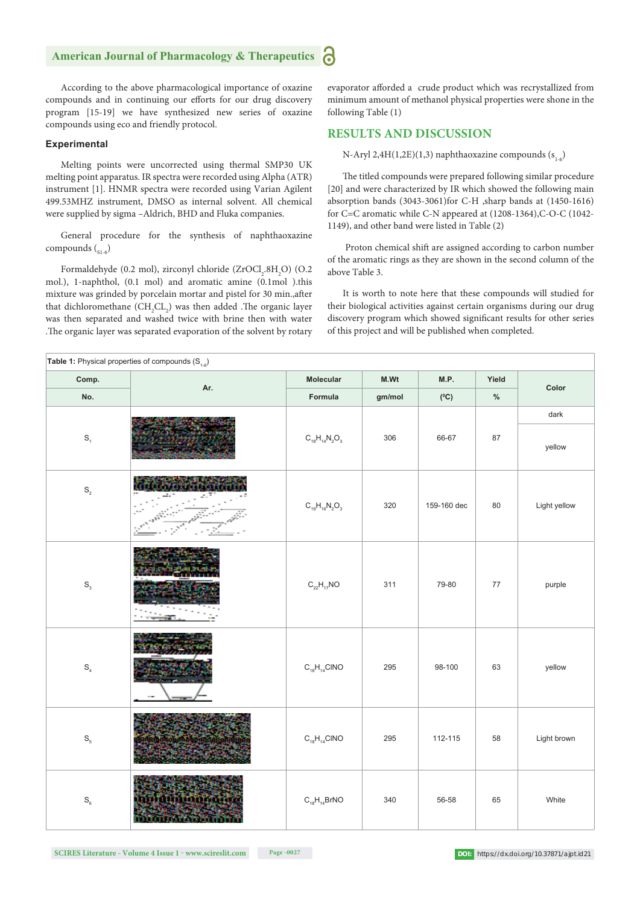According to the above pharmacological importance of oxazine compounds and in continuing our efforts for our drug discovery program [15-19] we have synthesized new series of oxazine compounds using eco and friendly protocol.

### Experimental

Melting points were uncorrected using thermal SMP30 UK melting point apparatus. IR spectra were recorded using Alpha (ATR) instrument [1]. HNMR spectra were recorded using Varian Agilent 499.53MHZ instrument, DMSO as internal solvent. All chemical were supplied by sigma –Aldrich, BHD and Fluka companies.

General procedure for the synthesis of naphthaoxazine compounds ($_{S1-6}$)

Formaldehyde (0.2 mol), zirconyl chloride ($ZrOCl_2.8H_2O$) (O.2 mol.), 1-naphthol, (0.1 mol) and aromatic amine (0.1mol ).this mixture was grinded by porcelain mortar and pistel for 30 min.,after that dichloromethane ($CH_2CL_2$) was then added .The organic layer was then separated and washed twice with brine then with water .The organic layer was separated evaporation of the solvent by rotary evaporator afforded a crude product which was recrystallized from minimum amount of methanol physical properties were shone in the following Table (1)

## RESULTS AND DISCUSSION

N-Aryl 2,4H(1,2E)(1,3) naphthaoxazine compounds ($s_{1-6}$)

The titled compounds were prepared following similar procedure [20] and were characterized by IR which showed the following main absorption bands (3043-3061)for C-H ,sharp bands at (1450-1616) for C=C aromatic while C-N appeared at (1208-1364),C-O-C (1042-1149), and other band were listed in Table (2)

Proton chemical shift are assigned according to carbon number of the aromatic rings as they are shown in the second column of the above Table 3.

It is worth to note here that these compounds will studied for their biological activities against certain organisms during our drug discovery program which showed significant results for other series of this project and will be published when completed.

**Table 1:** Physical properties of compounds ($S_{1-6}$)

| Comp. No. | Ar. | Molecular Formula | M.Wt gm/mol | M.P. (ºC) | Yield % | Color |
|---|---|---|---|---|---|---|
| $S_1$ | | $C_{18}H_{14}N_2O_3$ | 306 | 66-67 | 87 | dark yellow |
| $S_2$ | | $C_{19}H_{16}N_2O_3$ | 320 | 159-160 dec | 80 | Light yellow |
| $S_3$ | | $C_{22}H_{17}NO$ | 311 | 79-80 | 77 | purple |
| $S_4$ | | $C_{18}H_{14}ClNO$ | 295 | 98-100 | 63 | yellow |
| $S_5$ | | $C_{18}H_{14}ClNO$ | 295 | 112-115 | 58 | Light brown |
| $S_6$ | | $C_{18}H_{14}BrNO$ | 340 | 56-58 | 65 | White |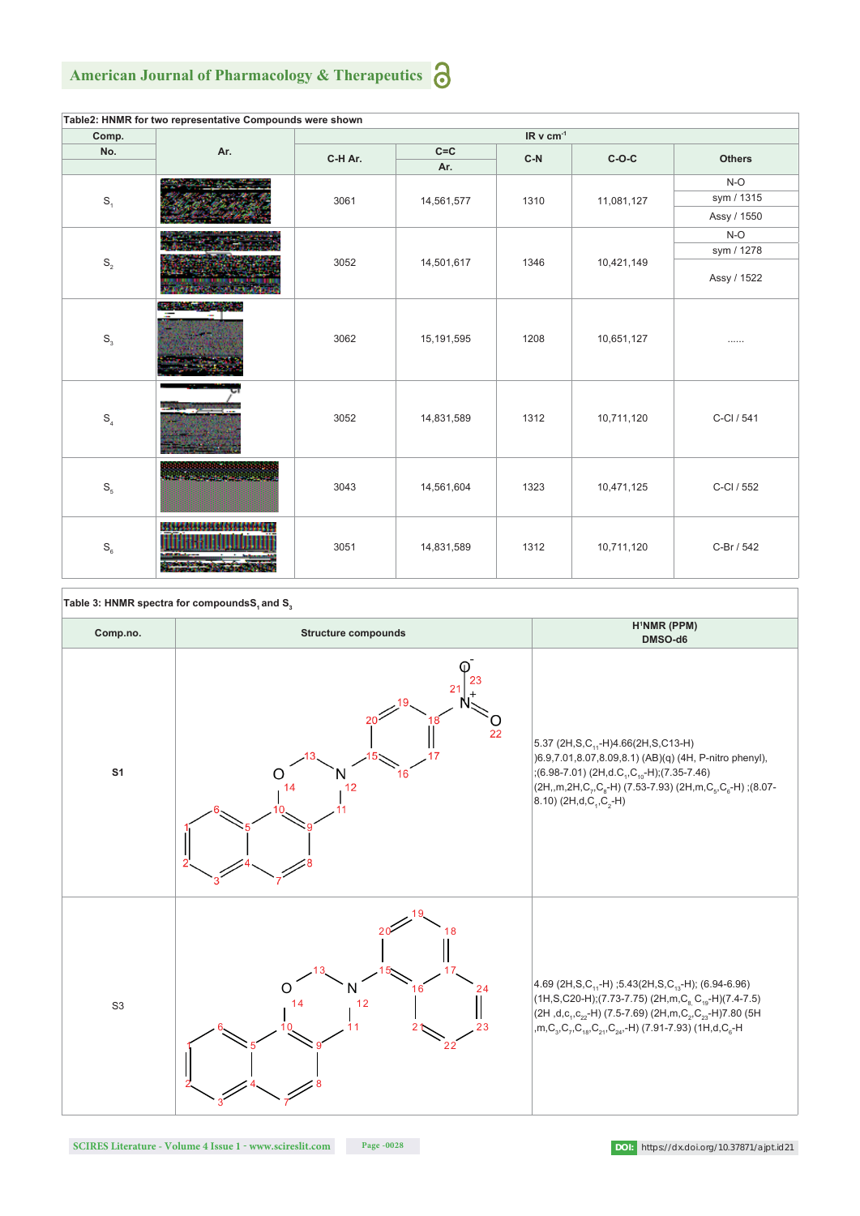**Table2: HNMR for two representative Compounds were shown**

| Comp. No. | Ar. | IR v $cm^{-1}$ | | | | |
|---|---|---|---|---|---|---|
| | | C-H Ar. | C=C Ar. | C-N | C-O-C | Others |
| $S_1$ | | 3061 | 14,561,577 | 1310 | 11,081,127 | N-O sym / 1315 Assy / 1550 |
| $S_2$ | | 3052 | 14,501,617 | 1346 | 10,421,149 | N-O sym / 1278 Assy / 1522 |
| $S_3$ | | 3062 | 15,191,595 | 1208 | 10,651,127 | ...... |
| $S_4$ | | 3052 | 14,831,589 | 1312 | 10,711,120 | C-Cl / 541 |
| $S_5$ | | 3043 | 14,561,604 | 1323 | 10,471,125 | C-Cl / 552 |
| $S_6$ | | 3051 | 14,831,589 | 1312 | 10,711,120 | C-Br / 542 |

**Table 3: HNMR spectra for compounds $S_1$ and $S_3$**

| Comp.no. | Structure compounds | $H^1NMR$ (PPM) DMSO-d6 |
|---|---|---|
| **S1** | | 5.37 (2H,S,$C_{11}$-H)4.66(2H,S,C13-H) )6.9,7.01,8.07,8.09,8.1) (AB)(q) (4H, P-nitro phenyl), ;(6.98-7.01) (2H,d.$C_1$,$C_{10}$-H);(7.35-7.46) (2H,,m,2H,$C_7$,$C_8$-H) (7.53-7.93) (2H,m,$C_5$,$C_6$-H) ;(8.07-8.10) (2H,d,$C_1$,$C_2$-H) |
| S3 | | 4.69 (2H,S,$C_{11}$-H) ;5.43(2H,S,$C_{13}$-H); (6.94-6.96) (1H,S,C20-H);(7.73-7.75) (2H,m,$C_8$, $C_{19}$-H)(7.4-7.5) (2H ,d,c,$_1$,$c_{22}$-H) (7.5-7.69) (2H,m,$C_2$,$C_{23}$-H)7.80 (5H ,m,$C_3$,$C_7$,$C_{18}$,$C_{21}$,$C_{24}$,-H) (7.91-7.93) (1H,d,$C_6$-H |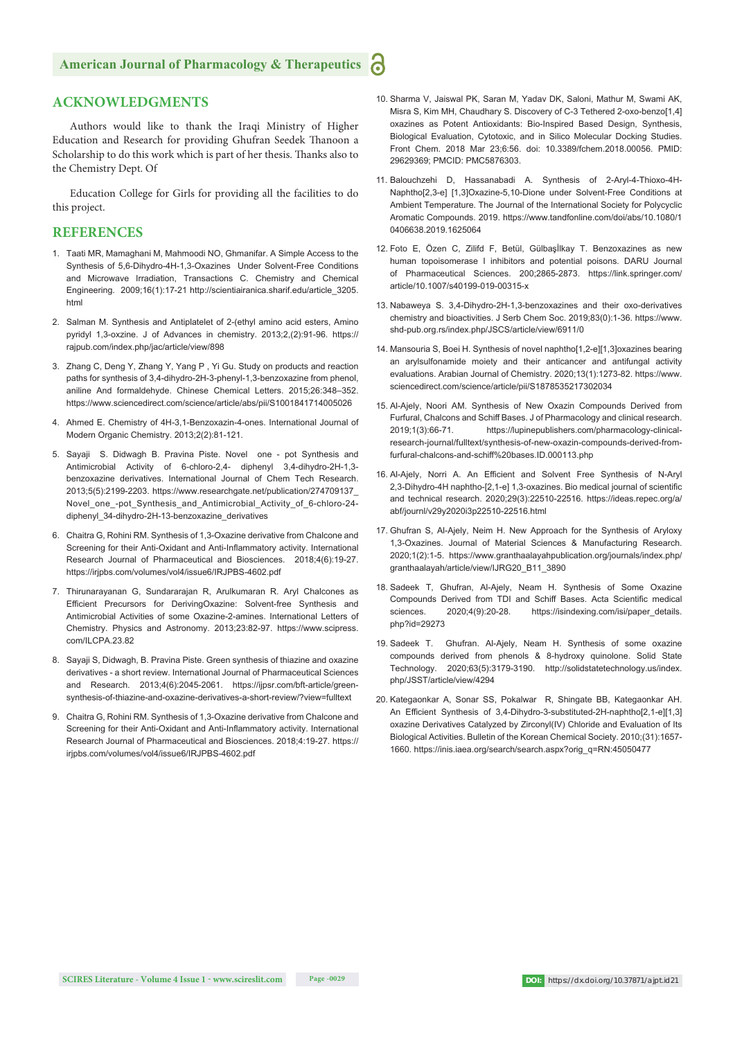## ACKNOWLEDGMENTS

Authors would like to thank the Iraqi Ministry of Higher Education and Research for providing Ghufran Seedek Thanoon a Scholarship to do this work which is part of her thesis. Thanks also to the Chemistry Dept. Of

Education College for Girls for providing all the facilities to do this project.

## REFERENCES

1. Taati MR, Mamaghani M, Mahmoodi NO, Ghmanifar. A Simple Access to the Synthesis of 5,6-Dihydro-4H-1,3-Oxazines Under Solvent-Free Conditions and Microwave Irradiation, Transactions C. Chemistry and Chemical Engineering. 2009;16(1):17-21 http://scientiairanica.sharif.edu/article_3205.html
2. Salman M. Synthesis and Antiplatelet of 2-(ethyl amino acid esters, Amino pyridyl 1,3-oxzine. J of Advances in chemistry. 2013;2,(2):91-96. https://rajpub.com/index.php/jac/article/view/898
3. Zhang C, Deng Y, Zhang Y, Yang P , Yi Gu. Study on products and reaction paths for synthesis of 3,4-dihydro-2H-3-phenyl-1,3-benzoxazine from phenol, aniline And formaldehyde. Chinese Chemical Letters. 2015;26:348–352. https://www.sciencedirect.com/science/article/abs/pii/S1001841714005026
4. Ahmed E. Chemistry of 4H-3,1-Benzoxazin-4-ones. International Journal of Modern Organic Chemistry. 2013;2(2):81-121.
5. Sayaji S. Didwagh B. Pravina Piste. Novel one - pot Synthesis and Antimicrobial Activity of 6-chloro-2,4- diphenyl 3,4-dihydro-2H-1,3-benzoxazine derivatives. International Journal of Chem Tech Research. 2013;5(5):2199-2203. https://www.researchgate.net/publication/274709137_Novel_one_-pot_Synthesis_and_Antimicrobial_Activity_of_6-chloro-24-diphenyl_34-dihydro-2H-13-benzoxazine_derivatives
6. Chaitra G, Rohini RM. Synthesis of 1,3-Oxazine derivative from Chalcone and Screening for their Anti-Oxidant and Anti-Inflammatory activity. International Research Journal of Pharmaceutical and Biosciences. 2018;4(6):19-27. https://irjpbs.com/volumes/vol4/issue6/IRJPBS-4602.pdf
7. Thirunarayanan G, Sundararajan R, Arulkumaran R. Aryl Chalcones as Efficient Precursors for DerivingOxazine: Solvent-free Synthesis and Antimicrobial Activities of some Oxazine-2-amines. International Letters of Chemistry. Physics and Astronomy. 2013;23:82-97. https://www.scipress.com/ILCPA.23.82
8. Sayaji S, Didwagh, B. Pravina Piste. Green synthesis of thiazine and oxazine derivatives - a short review. International Journal of Pharmaceutical Sciences and Research. 2013;4(6):2045-2061. https://ijpsr.com/bft-article/green-synthesis-of-thiazine-and-oxazine-derivatives-a-short-review/?view=fulltext
9. Chaitra G, Rohini RM. Synthesis of 1,3-Oxazine derivative from Chalcone and Screening for their Anti-Oxidant and Anti-Inflammatory activity. International Research Journal of Pharmaceutical and Biosciences. 2018;4:19-27. https://irjpbs.com/volumes/vol4/issue6/IRJPBS-4602.pdf
10. Sharma V, Jaiswal PK, Saran M, Yadav DK, Saloni, Mathur M, Swami AK, Misra S, Kim MH, Chaudhary S. Discovery of C-3 Tethered 2-oxo-benzo[1,4] oxazines as Potent Antioxidants: Bio-Inspired Based Design, Synthesis, Biological Evaluation, Cytotoxic, and in Silico Molecular Docking Studies. Front Chem. 2018 Mar 23;6:56. doi: 10.3389/fchem.2018.00056. PMID: 29629369; PMCID: PMC5876303.
11. Balouchzehi D, Hassanabadi A. Synthesis of 2-Aryl-4-Thioxo-4H-Naphtho[2,3-e] [1,3]Oxazine-5,10-Dione under Solvent-Free Conditions at Ambient Temperature. The Journal of the International Society for Polycyclic Aromatic Compounds. 2019. https://www.tandfonline.com/doi/abs/10.1080/10406638.2019.1625064
12. Foto E, Özen C, Zilifd F, Betül, GülbaşİlkayT. Benzoxazines as new human topoisomerase I inhibitors and potential poisons. DARU Journal of Pharmaceutical Sciences. 200;2865-2873. https://link.springer.com/article/10.1007/s40199-019-00315-x
13. Nabaweya S. 3,4-Dihydro-2H-1,3-benzoxazines and their oxo-derivatives chemistry and bioactivities. J Serb Chem Soc. 2019;83(0):1-36. https://www.shd-pub.org.rs/index.php/JSCS/article/view/6911/0
14. Mansouria S, Boei H. Synthesis of novel naphtho[1,2-e][1,3]oxazines bearing an arylsulfonamide moiety and their anticancer and antifungal activity evaluations. Arabian Journal of Chemistry. 2020;13(1):1273-82. https://www.sciencedirect.com/science/article/pii/S1878535217302034
15. Al-Ajely, Noori AM. Synthesis of New Oxazin Compounds Derived from Furfural, Chalcons and Schiff Bases. J of Pharmacology and clinical research. 2019;1(3):66-71. https://lupinepublishers.com/pharmacology-clinical-research-journal/fulltext/synthesis-of-new-oxazin-compounds-derived-from-furfural-chalcons-and-schiff%20bases.ID.000113.php
16. Al-Ajely, Norri A. An Efficient and Solvent Free Synthesis of N-Aryl 2,3-Dihydro-4H naphtho-[2,1-e] 1,3-oxazines. Bio medical journal of scientific and technical research. 2020;29(3):22510-22516. https://ideas.repec.org/a/abf/journl/v29y2020i3p22510-22516.html
17. Ghufran S, Al-Ajely, Neim H. New Approach for the Synthesis of Aryloxy 1,3-Oxazines. Journal of Material Sciences & Manufacturing Research. 2020;1(2):1-5. https://www.granthaalayahpublication.org/journals/index.php/granthaalayah/article/view/IJRG20_B11_3890
18. Sadeek T, Ghufran, Al-Ajely, Neam H. Synthesis of Some Oxazine Compounds Derived from TDI and Schiff Bases. Acta Scientific medical sciences. 2020;4(9):20-28. https://isindexing.com/isi/paper_details.php?id=29273
19. Sadeek T. Ghufran. Al-Ajely, Neam H. Synthesis of some oxazine compounds derived from phenols & 8-hydroxy quinolone. Solid State Technology. 2020;63(5):3179-3190. http://solidstatetechnology.us/index.php/JSST/article/view/4294
20. Kategaonkar A, Sonar SS, Pokalwar R, Shingate BB, Kategaonkar AH. An Efficient Synthesis of 3,4-Dihydro-3-substituted-2H-naphtho[2,1-e][1,3] oxazine Derivatives Catalyzed by Zirconyl(IV) Chloride and Evaluation of Its Biological Activities. Bulletin of the Korean Chemical Society. 2010;(31):1657-1660. https://inis.iaea.org/search/search.aspx?orig_q=RN:45050477